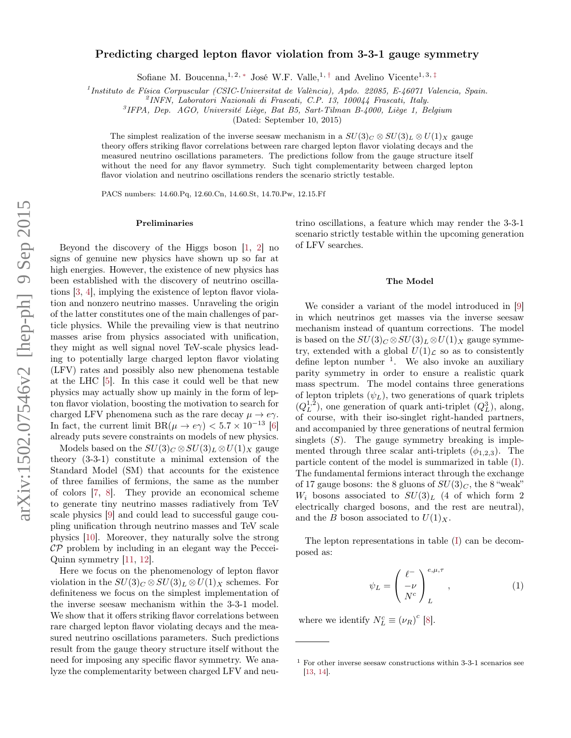# Predicting charged lepton flavor violation from 3-3-1 gauge symmetry

Sofiane M. Boucenna,[1,2,*] José W.F. Valle,[1,†] and Avelino Vicente[1,3,‡]

[1] Instituto de Física Corpuscular (CSIC-Universitat de València), Apdo. 22085, E-46071 Valencia, Spain.
[2] INFN, Laboratori Nazionali di Frascati, C.P. 13, 100044 Frascati, Italy.
[3] IFPA, Dep. AGO, Université Liège, Bat B5, Sart-Tilman B-4000, Liège 1, Belgium

(Dated: September 10, 2015)

The simplest realization of the inverse seesaw mechanism in a $SU(3)_C \otimes SU(3)_L \otimes U(1)_X$ gauge theory offers striking flavor correlations between rare charged lepton flavor violating decays and the measured neutrino oscillations parameters. The predictions follow from the gauge structure itself without the need for any flavor symmetry. Such tight complementarity between charged lepton flavor violation and neutrino oscillations renders the scenario strictly testable.

PACS numbers: 14.60.Pq, 12.60.Cn, 14.60.St, 14.70.Pw, 12.15.Ff

## Preliminaries

Beyond the discovery of the Higgs boson [1, 2] no signs of genuine new physics have shown up so far at high energies. However, the existence of new physics has been established with the discovery of neutrino oscillations [3, 4], implying the existence of lepton flavor violation and nonzero neutrino masses. Unraveling the origin of the latter constitutes one of the main challenges of particle physics. While the prevailing view is that neutrino masses arise from physics associated with unification, they might as well signal novel TeV-scale physics leading to potentially large charged lepton flavor violating (LFV) rates and possibly also new phenomena testable at the LHC [5]. In this case it could well be that new physics may actually show up mainly in the form of lepton flavor violation, boosting the motivation to search for charged LFV phenomena such as the rare decay $\mu \to e\gamma$. In fact, the current limit $\text{BR}(\mu \to e\gamma) < 5.7 \times 10^{-13}$ [6] already puts severe constraints on models of new physics.

Models based on the $SU(3)_C \otimes SU(3)_L \otimes U(1)_X$ gauge theory (3-3-1) constitute a minimal extension of the Standard Model (SM) that accounts for the existence of three families of fermions, the same as the number of colors [7, 8]. They provide an economical scheme to generate tiny neutrino masses radiatively from TeV scale physics [9] and could lead to successful gauge coupling unification through neutrino masses and TeV scale physics [10]. Moreover, they naturally solve the strong $\mathcal{CP}$ problem by including in an elegant way the Peccei-Quinn symmetry [11, 12].

Here we focus on the phenomenology of lepton flavor violation in the $SU(3)_C \otimes SU(3)_L \otimes U(1)_X$ schemes. For definiteness we focus on the simplest implementation of the inverse seesaw mechanism within the 3-3-1 model. We show that it offers striking flavor correlations between rare charged lepton flavor violating decays and the measured neutrino oscillations parameters. Such predictions result from the gauge theory structure itself without the need for imposing any specific flavor symmetry. We analyze the complementarity between charged LFV and neutrino oscillations, a feature which may render the 3-3-1 scenario strictly testable within the upcoming generation of LFV searches.

## The Model

We consider a variant of the model introduced in [9] in which neutrinos get masses via the inverse seesaw mechanism instead of quantum corrections. The model is based on the $SU(3)_C \otimes SU(3)_L \otimes U(1)_X$ gauge symmetry, extended with a global $U(1)_\mathcal{L}$ so as to consistently define lepton number [1]. We also invoke an auxiliary parity symmetry in order to ensure a realistic quark mass spectrum. The model contains three generations of lepton triplets ($\psi_L$), two generations of quark triplets ($Q_L^{1,2}$), one generation of quark anti-triplet ($Q_L^3$), along, of course, with their iso-singlet right-handed partners, and accompanied by three generations of neutral fermion singlets ($S$). The gauge symmetry breaking is implemented through three scalar anti-triplets ($\phi_{1,2,3}$). The particle content of the model is summarized in table (I). The fundamental fermions interact through the exchange of 17 gauge bosons: the 8 gluons of $SU(3)_C$, the 8 "weak" $W_i$ bosons associated to $SU(3)_L$ (4 of which form 2 electrically charged bosons, and the rest are neutral), and the $B$ boson associated to $U(1)_X$.

The lepton representations in table (I) can be decomposed as:

$$\psi_L = \begin{pmatrix} \ell^- \\ -\nu \\ N^c \end{pmatrix}_L^{e,\mu,\tau} , \tag{1}$$

where we identify $N_L^c \equiv (\nu_R)^c$ [8].

[1] For other inverse seesaw constructions within 3-3-1 scenarios see [13, 14].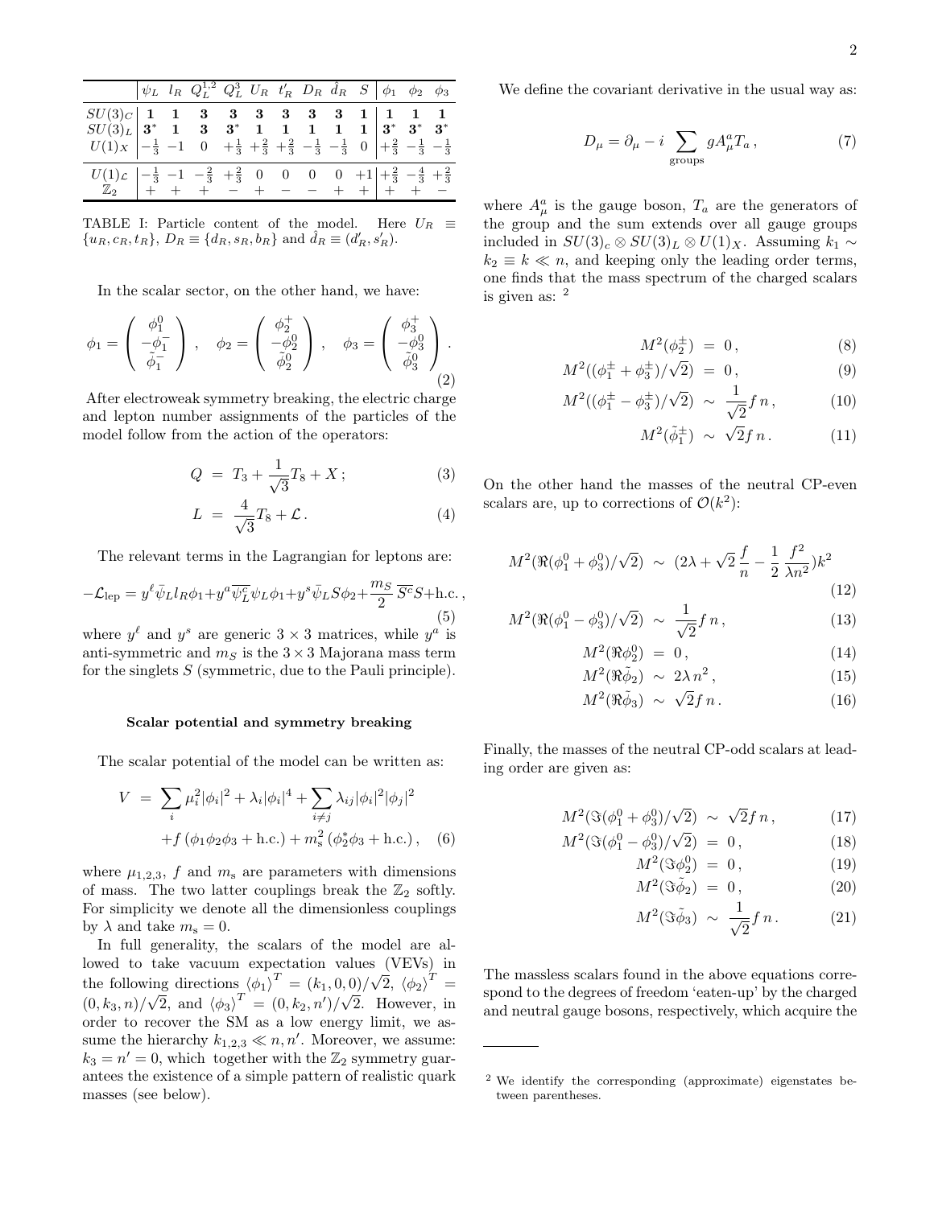|  | $\psi_L$ | $l_R$ | $Q_L^{1,2}$ | $Q_L^3$ | $U_R$ | $t_R'$ | $D_R$ | $\hat{d}_R$ | $S$ | $\phi_1$ | $\phi_2$ | $\phi_3$ |
|---|---|---|---|---|---|---|---|---|---|---|---|---|
| $SU(3)_C$ | $\mathbf{1}$ | $\mathbf{1}$ | $\mathbf{3}$ | $\mathbf{3}$ | $\mathbf{3}$ | $\mathbf{3}$ | $\mathbf{3}$ | $\mathbf{3}$ | $\mathbf{1}$ | $\mathbf{1}$ | $\mathbf{1}$ | $\mathbf{1}$ |
| $SU(3)_L$ | $\mathbf{3}^*$ | $\mathbf{1}$ | $\mathbf{3}$ | $\mathbf{3}^*$ | $\mathbf{1}$ | $\mathbf{1}$ | $\mathbf{1}$ | $\mathbf{1}$ | $\mathbf{1}$ | $\mathbf{3}^*$ | $\mathbf{3}^*$ | $\mathbf{3}^*$ |
| $U(1)_X$ | $-\frac{1}{3}$ | $-1$ | $0$ | $+\frac{1}{3}$ | $+\frac{2}{3}$ | $+\frac{2}{3}$ | $-\frac{1}{3}$ | $-\frac{1}{3}$ | $0$ | $+\frac{2}{3}$ | $-\frac{1}{3}$ | $-\frac{1}{3}$ |
| $U(1)_\mathcal{L}$ | $-\frac{1}{3}$ | $-1$ | $-\frac{2}{3}$ | $+\frac{2}{3}$ | $0$ | $0$ | $0$ | $0$ | $+1$ | $+\frac{2}{3}$ | $-\frac{4}{3}$ | $+\frac{2}{3}$ |
| $\mathbb{Z}_2$ | $+$ | $+$ | $+$ | $-$ | $+$ | $-$ | $-$ | $+$ | $+$ | $+$ | $+$ | $-$ |

TABLE I: Particle content of the model. Here $U_R \equiv \{u_R, c_R, t_R\}$, $D_R \equiv \{d_R, s_R, b_R\}$ and $\hat{d}_R \equiv (d_R', s_R')$.

In the scalar sector, on the other hand, we have:

$$\phi_1 = \begin{pmatrix} \phi_1^0 \\ -\phi_1^- \\ \tilde{\phi}_1^- \end{pmatrix}, \quad \phi_2 = \begin{pmatrix} \phi_2^+ \\ -\phi_2^0 \\ \tilde{\phi}_2^0 \end{pmatrix}, \quad \phi_3 = \begin{pmatrix} \phi_3^+ \\ -\phi_3^0 \\ \tilde{\phi}_3^0 \end{pmatrix}. \tag{2}$$

After electroweak symmetry breaking, the electric charge and lepton number assignments of the particles of the model follow from the action of the operators:

$$Q = T_3 + \frac{1}{\sqrt{3}} T_8 + X ; \tag{3}$$

$$L = \frac{4}{\sqrt{3}} T_8 + \mathcal{L} . \tag{4}$$

The relevant terms in the Lagrangian for leptons are:

$$-\mathcal{L}_{\rm lep} = y^\ell \bar{\psi}_L l_R \phi_1 + y^a \overline{\psi_L^c} \psi_L \phi_1 + y^s \bar{\psi}_L S \phi_2 + \frac{m_S}{2} \overline{S^c} S + \text{h.c.}, \tag{5}$$

where $y^\ell$ and $y^s$ are generic $3 \times 3$ matrices, while $y^a$ is anti-symmetric and $m_S$ is the $3 \times 3$ Majorana mass term for the singlets $S$ (symmetric, due to the Pauli principle).

### Scalar potential and symmetry breaking

The scalar potential of the model can be written as:

$$\begin{aligned} V \ = \ & \sum_i \mu_i^2 |\phi_i|^2 + \lambda_i |\phi_i|^4 + \sum_{i \neq j} \lambda_{ij} |\phi_i|^2 |\phi_j|^2 \\ & + f \left( \phi_1 \phi_2 \phi_3 + \text{h.c.} \right) + m_{\rm s}^2 \left( \phi_2^* \phi_3 + \text{h.c.} \right), \end{aligned} \tag{6}$$

where $\mu_{1,2,3}$, $f$ and $m_{\rm s}$ are parameters with dimensions of mass. The two latter couplings break the $\mathbb{Z}_2$ softly. For simplicity we denote all the dimensionless couplings by $\lambda$ and take $m_{\rm s} = 0$.

In full generality, the scalars of the model are allowed to take vacuum expectation values (VEVs) in the following directions $\langle \phi_1 \rangle^T = (k_1, 0, 0)/\sqrt{2}$, $\langle \phi_2 \rangle^T = (0, k_3, n)/\sqrt{2}$, and $\langle \phi_3 \rangle^T = (0, k_2, n')/\sqrt{2}$. However, in order to recover the SM as a low energy limit, we assume the hierarchy $k_{1,2,3} \ll n, n'$. Moreover, we assume: $k_3 = n' = 0$, which together with the $\mathbb{Z}_2$ symmetry guarantees the existence of a simple pattern of realistic quark masses (see below).

We define the covariant derivative in the usual way as:

$$D_\mu = \partial_\mu - i \sum_{\rm groups} g A_\mu^a T_a , \tag{7}$$

where $A_\mu^a$ is the gauge boson, $T_a$ are the generators of the group and the sum extends over all gauge groups included in $SU(3)_c \otimes SU(3)_L \otimes U(1)_X$. Assuming $k_1 \sim k_2 \equiv k \ll n$, and keeping only the leading order terms, one finds that the mass spectrum of the charged scalars is given as: [2]

$$M^2(\phi_2^\pm) \ = \ 0 , \tag{8}$$

$$M^2((\phi_1^\pm + \phi_3^\pm)/\sqrt{2}) \ = \ 0 , \tag{9}$$

$$M^2((\phi_1^\pm - \phi_3^\pm)/\sqrt{2}) \ \sim \ \frac{1}{\sqrt{2}} f\, n , \tag{10}$$

$$M^2(\tilde{\phi}_1^\pm) \ \sim \ \sqrt{2} f\, n . \tag{11}$$

On the other hand the masses of the neutral CP-even scalars are, up to corrections of $\mathcal{O}(k^2)$:

$$M^2(\Re(\phi_1^0 + \phi_3^0)/\sqrt{2}) \ \sim \ (2\lambda + \sqrt{2}\, \frac{f}{n} - \frac{1}{2}\, \frac{f^2}{\lambda n^2}) k^2 \tag{12}$$

$$M^2(\Re(\phi_1^0 - \phi_3^0)/\sqrt{2}) \ \sim \ \frac{1}{\sqrt{2}} f\, n , \tag{13}$$

$$M^2(\Re \phi_2^0) \ = \ 0 , \tag{14}$$

$$M^2(\Re \tilde{\phi}_2) \ \sim \ 2\lambda\, n^2 , \tag{15}$$

$$M^2(\Re \tilde{\phi}_3) \ \sim \ \sqrt{2} f\, n . \tag{16}$$

Finally, the masses of the neutral CP-odd scalars at leading order are given as:

$$M^2(\Im(\phi_1^0 + \phi_3^0)/\sqrt{2}) \ \sim \ \sqrt{2} f\, n , \tag{17}$$

$$M^2(\Im(\phi_1^0 - \phi_3^0)/\sqrt{2}) \ = \ 0 , \tag{18}$$

$$M^2(\Im \phi_2^0) \ = \ 0 , \tag{19}$$

$$M^2(\Im \tilde{\phi}_2) \ = \ 0 , \tag{20}$$

$$M^2(\Im \tilde{\phi}_3) \ \sim \ \frac{1}{\sqrt{2}} f\, n . \tag{21}$$

The massless scalars found in the above equations correspond to the degrees of freedom 'eaten-up' by the charged and neutral gauge bosons, respectively, which acquire the

[2] We identify the corresponding (approximate) eigenstates between parentheses.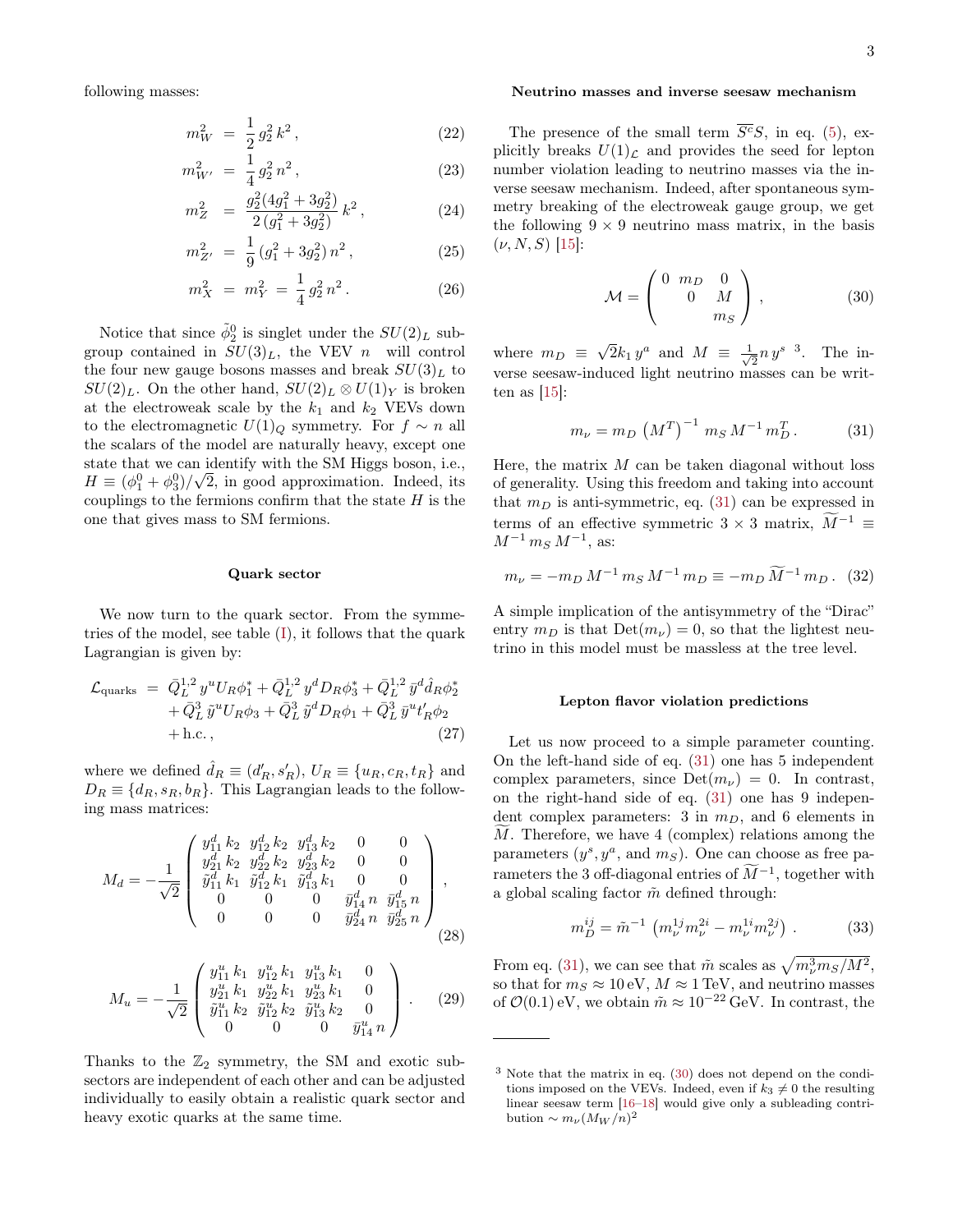following masses:

$$m_W^2 = \frac{1}{2} g_2^2 k^2 , \tag{22}$$

$$m_{W'}^2 = \frac{1}{4} g_2^2 n^2 , \tag{23}$$

$$m_Z^2 = \frac{g_2^2(4g_1^2 + 3g_2^2)}{2(g_1^2 + 3g_2^2)} k^2 , \tag{24}$$

$$m_{Z'}^2 = \frac{1}{9} (g_1^2 + 3g_2^2) n^2 , \tag{25}$$

$$m_X^2 = m_Y^2 = \frac{1}{4} g_2^2 n^2 . \tag{26}$$

Notice that since $\tilde{\phi}_2^0$ is singlet under the $SU(2)_L$ subgroup contained in $SU(3)_L$, the VEV $n$ will control the four new gauge bosons masses and break $SU(3)_L$ to $SU(2)_L$. On the other hand, $SU(2)_L \otimes U(1)_Y$ is broken at the electroweak scale by the $k_1$ and $k_2$ VEVs down to the electromagnetic $U(1)_Q$ symmetry. For $f \sim n$ all the scalars of the model are naturally heavy, except one state that we can identify with the SM Higgs boson, i.e., $H \equiv (\phi_1^0 + \phi_3^0)/\sqrt{2}$, in good approximation. Indeed, its couplings to the fermions confirm that the state $H$ is the one that gives mass to SM fermions.

### Quark sector

We now turn to the quark sector. From the symmetries of the model, see table (I), it follows that the quark Lagrangian is given by:

$$\begin{aligned}
\mathcal{L}_{\rm quarks} \; = \; & \bar{Q}_L^{1,2}\, y^u U_R \phi_1^* + \bar{Q}_L^{1,2}\, y^d D_R \phi_3^* + \bar{Q}_L^{1,2}\, \bar{y}^d \hat{d}_R \phi_2^* \\
& + \bar{Q}_L^3\, \tilde{y}^u U_R \phi_3 + \bar{Q}_L^3\, \tilde{y}^d D_R \phi_1 + \bar{Q}_L^3\, \bar{y}^u t'_R \phi_2 \\
& + \text{h.c.} ,
\end{aligned} \tag{27}$$

where we defined $\hat{d}_R \equiv (d'_R, s'_R)$, $U_R \equiv \{u_R, c_R, t_R\}$ and $D_R \equiv \{d_R, s_R, b_R\}$. This Lagrangian leads to the following mass matrices:

$$M_d = -\frac{1}{\sqrt{2}} \begin{pmatrix} y_{11}^d\, k_2 & y_{12}^d\, k_2 & y_{13}^d\, k_2 & 0 & 0 \\ y_{21}^d\, k_2 & y_{22}^d\, k_2 & y_{23}^d\, k_2 & 0 & 0 \\ \tilde{y}_{11}^d\, k_1 & \tilde{y}_{12}^d\, k_1 & \tilde{y}_{13}^d\, k_1 & 0 & 0 \\ 0 & 0 & 0 & \bar{y}_{14}^d\, n & \bar{y}_{15}^d\, n \\ 0 & 0 & 0 & \bar{y}_{24}^d\, n & \bar{y}_{25}^d\, n \end{pmatrix} , \tag{28}$$

$$M_u = -\frac{1}{\sqrt{2}} \begin{pmatrix} y_{11}^u\, k_1 & y_{12}^u\, k_1 & y_{13}^u\, k_1 & 0 \\ y_{21}^u\, k_1 & y_{22}^u\, k_1 & y_{23}^u\, k_1 & 0 \\ \tilde{y}_{11}^u\, k_2 & \tilde{y}_{12}^u\, k_2 & \tilde{y}_{13}^u\, k_2 & 0 \\ 0 & 0 & 0 & \bar{y}_{14}^u\, n \end{pmatrix} . \tag{29}$$

Thanks to the $\mathbb{Z}_2$ symmetry, the SM and exotic subsectors are independent of each other and can be adjusted individually to easily obtain a realistic quark sector and heavy exotic quarks at the same time.

### Neutrino masses and inverse seesaw mechanism

The presence of the small term $\overline{S^c}S$, in eq. (5), explicitly breaks $U(1)_{\mathcal{L}}$ and provides the seed for lepton number violation leading to neutrino masses via the inverse seesaw mechanism. Indeed, after spontaneous symmetry breaking of the electroweak gauge group, we get the following $9 \times 9$ neutrino mass matrix, in the basis $(\nu, N, S)$ [15]:

$$\mathcal{M} = \begin{pmatrix} 0 & m_D & 0 \\ & 0 & M \\ & & m_S \end{pmatrix} , \tag{30}$$

where $m_D \equiv \sqrt{2} k_1\, y^a$ and $M \equiv \frac{1}{\sqrt{2}} n\, y^s$ [3]. The inverse seesaw-induced light neutrino masses can be written as [15]:

$$m_\nu = m_D \left(M^T\right)^{-1} m_S\, M^{-1}\, m_D^T . \tag{31}$$

Here, the matrix $M$ can be taken diagonal without loss of generality. Using this freedom and taking into account that $m_D$ is anti-symmetric, eq. (31) can be expressed in terms of an effective symmetric $3 \times 3$ matrix, $\widetilde{M}^{-1} \equiv M^{-1}\, m_S\, M^{-1}$, as:

$$m_\nu = -m_D\, M^{-1}\, m_S\, M^{-1}\, m_D \equiv -m_D\, \widetilde{M}^{-1}\, m_D . \tag{32}$$

A simple implication of the antisymmetry of the "Dirac" entry $m_D$ is that $\text{Det}(m_\nu) = 0$, so that the lightest neutrino in this model must be massless at the tree level.

### Lepton flavor violation predictions

Let us now proceed to a simple parameter counting. On the left-hand side of eq. (31) one has 5 independent complex parameters, since $\text{Det}(m_\nu) = 0$. In contrast, on the right-hand side of eq. (31) one has 9 independent complex parameters: 3 in $m_D$, and 6 elements in $\widetilde{M}$. Therefore, we have 4 (complex) relations among the parameters ($y^s$, $y^a$, and $m_S$). One can choose as free parameters the 3 off-diagonal entries of $\widetilde{M}^{-1}$, together with a global scaling factor $\tilde{m}$ defined through:

$$m_D^{ij} = \tilde{m}^{-1} \left(m_\nu^{1j} m_\nu^{2i} - m_\nu^{1i} m_\nu^{2j}\right) . \tag{33}$$

From eq. (31), we can see that $\tilde{m}$ scales as $\sqrt{m_\nu^3 m_S/M^2}$, so that for $m_S \approx 10\,\text{eV}$, $M \approx 1\,\text{TeV}$, and neutrino masses of $\mathcal{O}(0.1)\,\text{eV}$, we obtain $\tilde{m} \approx 10^{-22}\,\text{GeV}$. In contrast, the

---

[3] Note that the matrix in eq. (30) does not depend on the conditions imposed on the VEVs. Indeed, even if $k_3 \neq 0$ the resulting linear seesaw term [16–18] would give only a subleading contribution $\sim m_\nu (M_W/n)^2$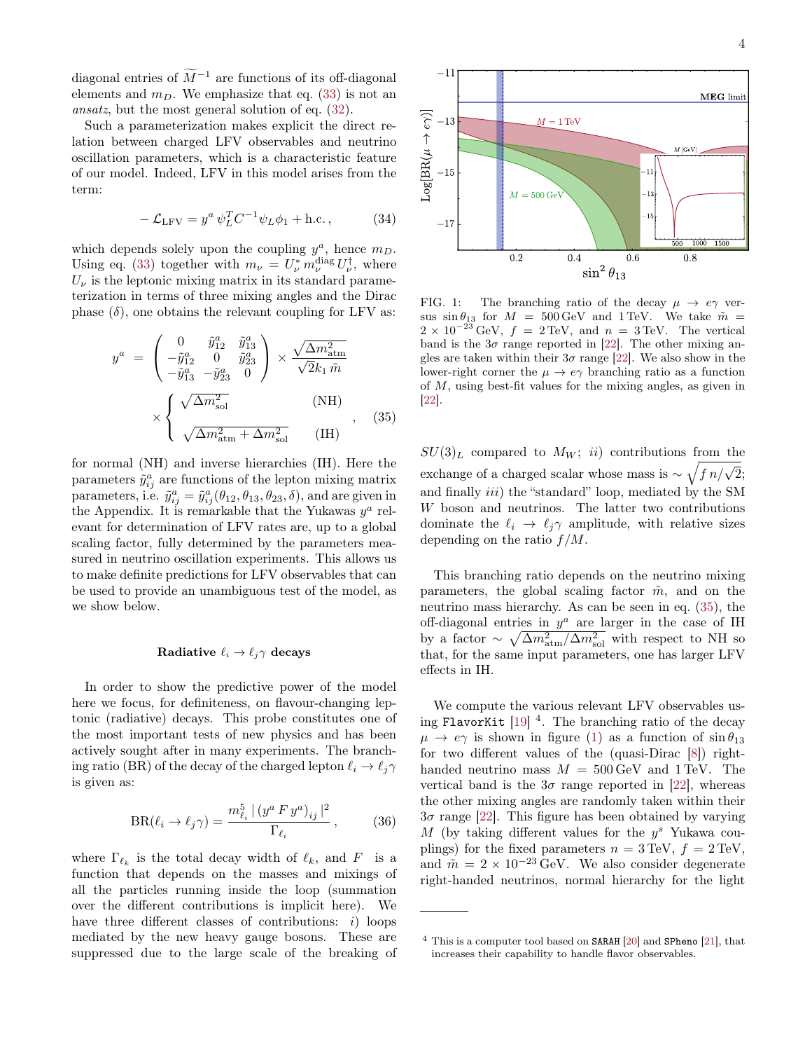diagonal entries of $\widetilde{M}^{-1}$ are functions of its off-diagonal elements and $m_D$. We emphasize that eq. (33) is not an *ansatz*, but the most general solution of eq. (32).

Such a parameterization makes explicit the direct relation between charged LFV observables and neutrino oscillation parameters, which is a characteristic feature of our model. Indeed, LFV in this model arises from the term:

$$- \mathcal{L}_{\rm LFV} = y^a \, \psi_L^T C^{-1} \psi_L \phi_1 + {\rm h.c.}\,, \tag{34}$$

which depends solely upon the coupling $y^a$, hence $m_D$. Using eq. (33) together with $m_\nu = U_\nu^* \, m_\nu^{\rm diag} U_\nu^\dagger$, where $U_\nu$ is the leptonic mixing matrix in its standard parameterization in terms of three mixing angles and the Dirac phase ($\delta$), one obtains the relevant coupling for LFV as:

$$y^a = \begin{pmatrix} 0 & \tilde{y}^a_{12} & \tilde{y}^a_{13} \\ -\tilde{y}^a_{12} & 0 & \tilde{y}^a_{23} \\ -\tilde{y}^a_{13} & -\tilde{y}^a_{23} & 0 \end{pmatrix} \times \frac{\sqrt{\Delta m^2_{\rm atm}}}{\sqrt{2} k_1 \, \tilde{m}} \times \begin{cases} \sqrt{\Delta m^2_{\rm sol}} & \text{(NH)} \\ \sqrt{\Delta m^2_{\rm atm} + \Delta m^2_{\rm sol}} & \text{(IH)} \end{cases}, \tag{35}$$

for normal (NH) and inverse hierarchies (IH). Here the parameters $\tilde{y}^a_{ij}$ are functions of the lepton mixing matrix parameters, i.e. $\tilde{y}^a_{ij} = \tilde{y}^a_{ij}(\theta_{12}, \theta_{13}, \theta_{23}, \delta)$, and are given in the Appendix. It is remarkable that the Yukawas $y^a$ relevant for determination of LFV rates are, up to a global scaling factor, fully determined by the parameters measured in neutrino oscillation experiments. This allows us to make definite predictions for LFV observables that can be used to provide an unambiguous test of the model, as we show below.

### Radiative $\ell_i \to \ell_j \gamma$ decays

In order to show the predictive power of the model here we focus, for definiteness, on flavour-changing leptonic (radiative) decays. This probe constitutes one of the most important tests of new physics and has been actively sought after in many experiments. The branching ratio (BR) of the decay of the charged lepton $\ell_i \to \ell_j \gamma$ is given as:

$${\rm BR}(\ell_i \to \ell_j \gamma) = \frac{m_{\ell_i}^5 \, |\, (y^a \, F \, y^a)_{ij} \,|^2}{\Gamma_{\ell_i}}\,, \tag{36}$$

where $\Gamma_{\ell_k}$ is the total decay width of $\ell_k$, and $F$ is a function that depends on the masses and mixings of all the particles running inside the loop (summation over the different contributions is implicit here). We have three different classes of contributions: *i)* loops mediated by the new heavy gauge bosons. These are suppressed due to the large scale of the breaking of $SU(3)_L$ compared to $M_W$; *ii)* contributions from the exchange of a charged scalar whose mass is $\sim \sqrt{f\,n/\sqrt{2}}$; and finally *iii)* the "standard" loop, mediated by the SM $W$ boson and neutrinos. The latter two contributions dominate the $\ell_i \to \ell_j \gamma$ amplitude, with relative sizes depending on the ratio $f/M$.

FIG. 1: The branching ratio of the decay $\mu \to e\gamma$ versus $\sin\theta_{13}$ for $M = 500\,\text{GeV}$ and $1\,\text{TeV}$. We take $\tilde{m} = 2 \times 10^{-23}\,\text{GeV}$, $f = 2\,\text{TeV}$, and $n = 3\,\text{TeV}$. The vertical band is the $3\sigma$ range reported in [22]. The other mixing angles are taken within their $3\sigma$ range [22]. We also show in the lower-right corner the $\mu \to e\gamma$ branching ratio as a function of $M$, using best-fit values for the mixing angles, as given in [22].

This branching ratio depends on the neutrino mixing parameters, the global scaling factor $\tilde{m}$, and on the neutrino mass hierarchy. As can be seen in eq. (35), the off-diagonal entries in $y^a$ are larger in the case of IH by a factor $\sim \sqrt{\Delta m^2_{\rm atm}/\Delta m^2_{\rm sol}}$ with respect to NH so that, for the same input parameters, one has larger LFV effects in IH.

We compute the various relevant LFV observables using `FlavorKit` [19] [4]. The branching ratio of the decay $\mu \to e\gamma$ is shown in figure (1) as a function of $\sin\theta_{13}$ for two different values of the (quasi-Dirac [8]) right-handed neutrino mass $M = 500\,\text{GeV}$ and $1\,\text{TeV}$. The vertical band is the $3\sigma$ range reported in [22], whereas the other mixing angles are randomly taken within their $3\sigma$ range [22]. This figure has been obtained by varying $M$ (by taking different values for the $y^s$ Yukawa couplings) for the fixed parameters $n = 3\,\text{TeV}$, $f = 2\,\text{TeV}$, and $\tilde{m} = 2 \times 10^{-23}\,\text{GeV}$. We also consider degenerate right-handed neutrinos, normal hierarchy for the light

[4] This is a computer tool based on `SARAH` [20] and `SPheno` [21], that increases their capability to handle flavor observables.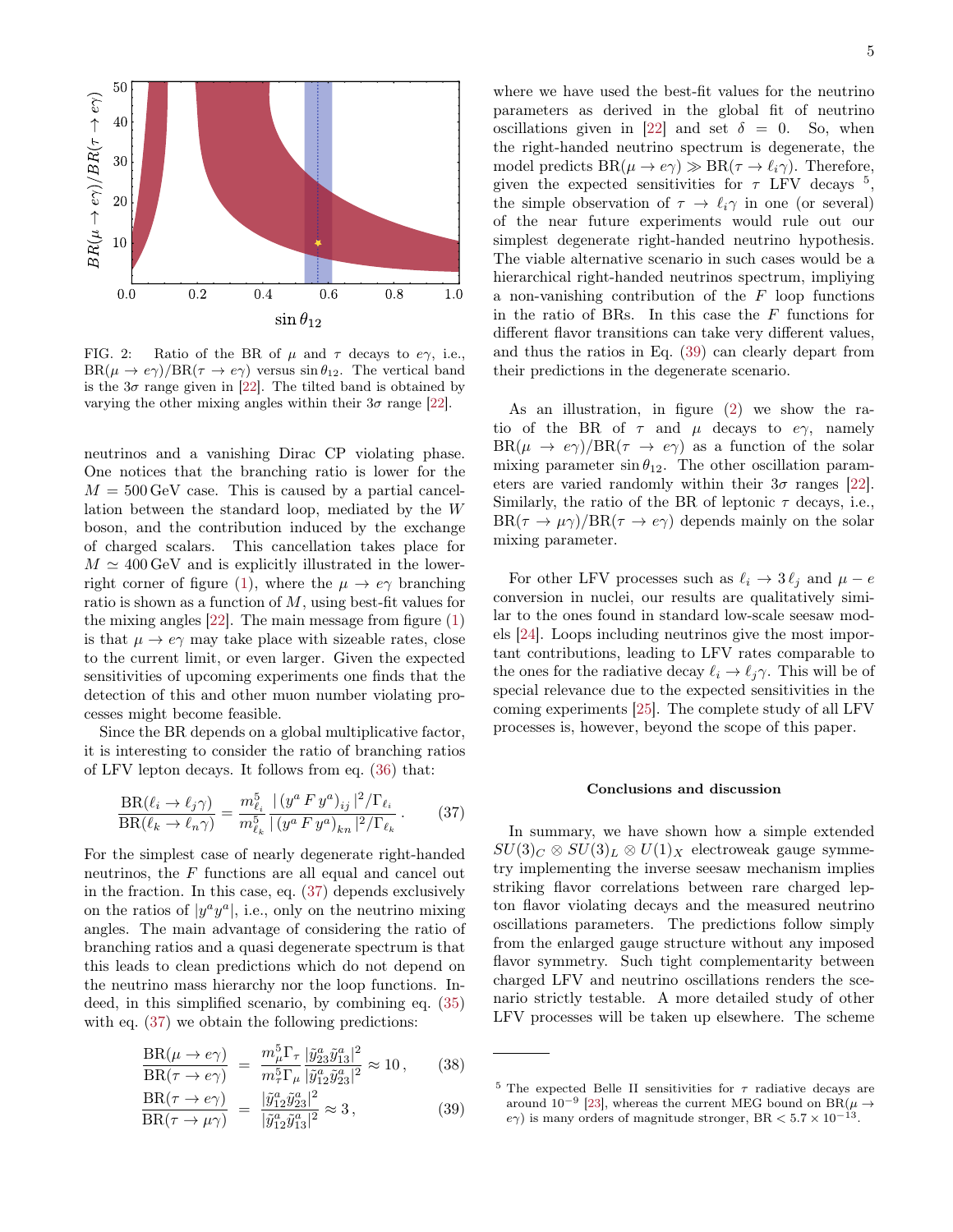FIG. 2: Ratio of the BR of $\mu$ and $\tau$ decays to $e\gamma$, i.e., $\text{BR}(\mu \to e\gamma)/\text{BR}(\tau \to e\gamma)$ versus $\sin\theta_{12}$. The vertical band is the $3\sigma$ range given in [22]. The tilted band is obtained by varying the other mixing angles within their $3\sigma$ range [22].

neutrinos and a vanishing Dirac CP violating phase. One notices that the branching ratio is lower for the $M = 500\,\text{GeV}$ case. This is caused by a partial cancellation between the standard loop, mediated by the $W$ boson, and the contribution induced by the exchange of charged scalars. This cancellation takes place for $M \simeq 400\,\text{GeV}$ and is explicitly illustrated in the lower-right corner of figure (1), where the $\mu \to e\gamma$ branching ratio is shown as a function of $M$, using best-fit values for the mixing angles [22]. The main message from figure (1) is that $\mu \to e\gamma$ may take place with sizeable rates, close to the current limit, or even larger. Given the expected sensitivities of upcoming experiments one finds that the detection of this and other muon number violating processes might become feasible.

Since the BR depends on a global multiplicative factor, it is interesting to consider the ratio of branching ratios of LFV lepton decays. It follows from eq. (36) that:

$$\frac{\text{BR}(\ell_i \to \ell_j \gamma)}{\text{BR}(\ell_k \to \ell_n \gamma)} = \frac{m_{\ell_i}^5}{m_{\ell_k}^5} \frac{|\,(y^a\, F\, y^a)_{ij}\,|^2/\Gamma_{\ell_i}}{|\,(y^a\, F\, y^a)_{kn}\,|^2/\Gamma_{\ell_k}}\,. \tag{37}$$

For the simplest case of nearly degenerate right-handed neutrinos, the $F$ functions are all equal and cancel out in the fraction. In this case, eq. (37) depends exclusively on the ratios of $|y^a y^a|$, i.e., only on the neutrino mixing angles. The main advantage of considering the ratio of branching ratios and a quasi degenerate spectrum is that this leads to clean predictions which do not depend on the neutrino mass hierarchy nor the loop functions. Indeed, in this simplified scenario, by combining eq. (35) with eq. (37) we obtain the following predictions:

$$\frac{\text{BR}(\mu \to e\gamma)}{\text{BR}(\tau \to e\gamma)} = \frac{m_\mu^5 \Gamma_\tau}{m_\tau^5 \Gamma_\mu} \frac{|\tilde{y}_{23}^a \tilde{y}_{13}^a|^2}{|\tilde{y}_{12}^a \tilde{y}_{23}^a|^2} \approx 10\,, \tag{38}$$

$$\frac{\text{BR}(\tau \to e\gamma)}{\text{BR}(\tau \to \mu\gamma)} = \frac{|\tilde{y}_{12}^a \tilde{y}_{23}^a|^2}{|\tilde{y}_{12}^a \tilde{y}_{13}^a|^2} \approx 3\,, \tag{39}$$

where we have used the best-fit values for the neutrino parameters as derived in the global fit of neutrino oscillations given in [22] and set $\delta = 0$. So, when the right-handed neutrino spectrum is degenerate, the model predicts $\text{BR}(\mu \to e\gamma) \gg \text{BR}(\tau \to \ell_i \gamma)$. Therefore, given the expected sensitivities for $\tau$ LFV decays [5], the simple observation of $\tau \to \ell_i \gamma$ in one (or several) of the near future experiments would rule out our simplest degenerate right-handed neutrino hypothesis. The viable alternative scenario in such cases would be a hierarchical right-handed neutrinos spectrum, impliying a non-vanishing contribution of the $F$ loop functions in the ratio of BRs. In this case the $F$ functions for different flavor transitions can take very different values, and thus the ratios in Eq. (39) can clearly depart from their predictions in the degenerate scenario.

As an illustration, in figure (2) we show the ratio of the BR of $\tau$ and $\mu$ decays to $e\gamma$, namely $\text{BR}(\mu \to e\gamma)/\text{BR}(\tau \to e\gamma)$ as a function of the solar mixing parameter $\sin\theta_{12}$. The other oscillation parameters are varied randomly within their $3\sigma$ ranges [22]. Similarly, the ratio of the BR of leptonic $\tau$ decays, i.e., $\text{BR}(\tau \to \mu\gamma)/\text{BR}(\tau \to e\gamma)$ depends mainly on the solar mixing parameter.

For other LFV processes such as $\ell_i \to 3\,\ell_j$ and $\mu - e$ conversion in nuclei, our results are qualitatively similar to the ones found in standard low-scale seesaw models [24]. Loops including neutrinos give the most important contributions, leading to LFV rates comparable to the ones for the radiative decay $\ell_i \to \ell_j \gamma$. This will be of special relevance due to the expected sensitivities in the coming experiments [25]. The complete study of all LFV processes is, however, beyond the scope of this paper.

### Conclusions and discussion

In summary, we have shown how a simple extended $SU(3)_C \otimes SU(3)_L \otimes U(1)_X$ electroweak gauge symmetry implementing the inverse seesaw mechanism implies striking flavor correlations between rare charged lepton flavor violating decays and the measured neutrino oscillations parameters. The predictions follow simply from the enlarged gauge structure without any imposed flavor symmetry. Such tight complementarity between charged LFV and neutrino oscillations renders the scenario strictly testable. A more detailed study of other LFV processes will be taken up elsewhere. The scheme

---

[5] The expected Belle II sensitivities for $\tau$ radiative decays are around $10^{-9}$ [23], whereas the current MEG bound on $\text{BR}(\mu \to e\gamma)$ is many orders of magnitude stronger, $\text{BR} < 5.7 \times 10^{-13}$.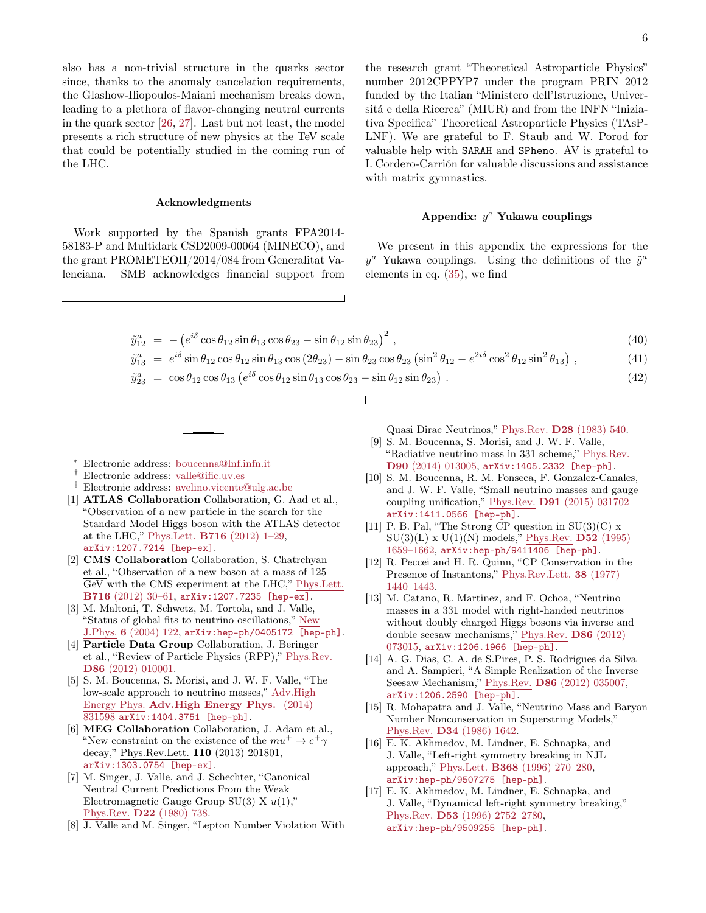also has a non-trivial structure in the quarks sector since, thanks to the anomaly cancelation requirements, the Glashow-Iliopoulos-Maiani mechanism breaks down, leading to a plethora of flavor-changing neutral currents in the quark sector [26, 27]. Last but not least, the model presents a rich structure of new physics at the TeV scale that could be potentially studied in the coming run of the LHC.

### Acknowledgments

Work supported by the Spanish grants FPA2014-58183-P and Multidark CSD2009-00064 (MINECO), and the grant PROMETEOII/2014/084 from Generalitat Valenciana. SMB acknowledges financial support from the research grant "Theoretical Astroparticle Physics" number 2012CPPYP7 under the program PRIN 2012 funded by the Italian "Ministero dell'Istruzione, Universitá e della Ricerca" (MIUR) and from the INFN "Iniziativa Specifica" Theoretical Astroparticle Physics (TAsP-LNF). We are grateful to F. Staub and W. Porod for valuable help with SARAH and SPheno. AV is grateful to I. Cordero-Carrión for valuable discussions and assistance with matrix gymnastics.

### Appendix: $y^a$ Yukawa couplings

We present in this appendix the expressions for the $y^a$ Yukawa couplings. Using the definitions of the $\tilde{y}^a$ elements in eq. (35), we find

$$\tilde{y}^a_{12} = -\left(e^{i\delta}\cos\theta_{12}\sin\theta_{13}\cos\theta_{23} - \sin\theta_{12}\sin\theta_{23}\right)^2 , \tag{40}$$

$$\tilde{y}^a_{13} = e^{i\delta}\sin\theta_{12}\cos\theta_{12}\sin\theta_{13}\cos\left(2\theta_{23}\right) - \sin\theta_{23}\cos\theta_{23}\left(\sin^2\theta_{12} - e^{2i\delta}\cos^2\theta_{12}\sin^2\theta_{13}\right) , \tag{41}$$

$$\tilde{y}^a_{23} = \cos\theta_{12}\cos\theta_{13}\left(e^{i\delta}\cos\theta_{12}\sin\theta_{13}\cos\theta_{23} - \sin\theta_{12}\sin\theta_{23}\right) . \tag{42}$$

---

[*] Electronic address: boucenna@lnf.infn.it

[†] Electronic address: valle@ific.uv.es

[‡] Electronic address: avelino.vicente@ulg.ac.be

[1] **ATLAS Collaboration** Collaboration, G. Aad et al., "Observation of a new particle in the search for the Standard Model Higgs boson with the ATLAS detector at the LHC," Phys.Lett. **B716** (2012) 1–29, arXiv:1207.7214 [hep-ex].

[2] **CMS Collaboration** Collaboration, S. Chatrchyan et al., "Observation of a new boson at a mass of 125 GeV with the CMS experiment at the LHC," Phys.Lett. **B716** (2012) 30–61, arXiv:1207.7235 [hep-ex].

[3] M. Maltoni, T. Schwetz, M. Tortola, and J. Valle, "Status of global fits to neutrino oscillations," New J.Phys. **6** (2004) 122, arXiv:hep-ph/0405172 [hep-ph].

[4] **Particle Data Group** Collaboration, J. Beringer et al., "Review of Particle Physics (RPP)," Phys.Rev. **D86** (2012) 010001.

[5] S. M. Boucenna, S. Morisi, and J. W. F. Valle, "The low-scale approach to neutrino masses," Adv.High Energy Phys. **Adv.High Energy Phys.** (2014) 831598 arXiv:1404.3751 [hep-ph].

[6] **MEG Collaboration** Collaboration, J. Adam et al., "New constraint on the existence of the $mu^+ \to e^+\gamma$ decay," Phys.Rev.Lett. **110** (2013) 201801, arXiv:1303.0754 [hep-ex].

[7] M. Singer, J. Valle, and J. Schechter, "Canonical Neutral Current Predictions From the Weak Electromagnetic Gauge Group SU(3) X $u(1)$," Phys.Rev. **D22** (1980) 738.

[8] J. Valle and M. Singer, "Lepton Number Violation With Quasi Dirac Neutrinos," Phys.Rev. **D28** (1983) 540.

[9] S. M. Boucenna, S. Morisi, and J. W. F. Valle, "Radiative neutrino mass in 331 scheme," Phys.Rev. **D90** (2014) 013005, arXiv:1405.2332 [hep-ph].

[10] S. M. Boucenna, R. M. Fonseca, F. Gonzalez-Canales, and J. W. F. Valle, "Small neutrino masses and gauge coupling unification," Phys.Rev. **D91** (2015) 031702 arXiv:1411.0566 [hep-ph].

[11] P. B. Pal, "The Strong CP question in SU(3)(C) x SU(3)(L) x U(1)(N) models," Phys.Rev. **D52** (1995) 1659–1662, arXiv:hep-ph/9411406 [hep-ph].

[12] R. Peccei and H. R. Quinn, "CP Conservation in the Presence of Instantons," Phys.Rev.Lett. **38** (1977) 1440–1443.

[13] M. Catano, R. Martinez, and F. Ochoa, "Neutrino masses in a 331 model with right-handed neutrinos without doubly charged Higgs bosons via inverse and double seesaw mechanisms," Phys.Rev. **D86** (2012) 073015, arXiv:1206.1966 [hep-ph].

[14] A. G. Dias, C. A. de S.Pires, P. S. Rodrigues da Silva and A. Sampieri, "A Simple Realization of the Inverse Seesaw Mechanism," Phys.Rev. **D86** (2012) 035007, arXiv:1206.2590 [hep-ph].

[15] R. Mohapatra and J. Valle, "Neutrino Mass and Baryon Number Nonconservation in Superstring Models," Phys.Rev. **D34** (1986) 1642.

[16] E. K. Akhmedov, M. Lindner, E. Schnapka, and J. Valle, "Left-right symmetry breaking in NJL approach," Phys.Lett. **B368** (1996) 270–280, arXiv:hep-ph/9507275 [hep-ph].

[17] E. K. Akhmedov, M. Lindner, E. Schnapka, and J. Valle, "Dynamical left-right symmetry breaking," Phys.Rev. **D53** (1996) 2752–2780, arXiv:hep-ph/9509255 [hep-ph].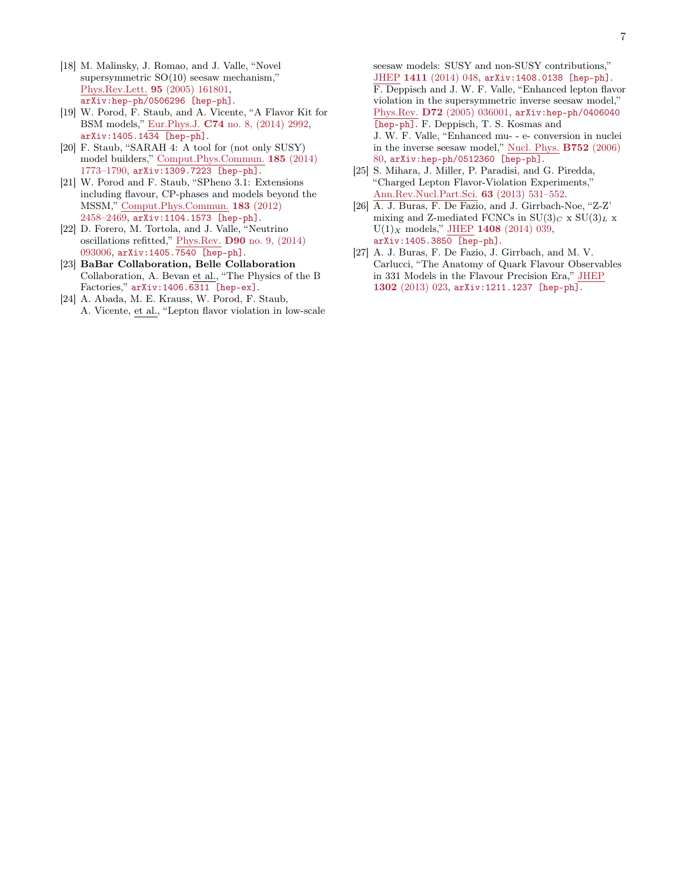[18] M. Malinsky, J. Romao, and J. Valle, "Novel supersymmetric SO(10) seesaw mechanism," Phys.Rev.Lett. **95** (2005) 161801, arXiv:hep-ph/0506296 [hep-ph].

[19] W. Porod, F. Staub, and A. Vicente, "A Flavor Kit for BSM models," Eur.Phys.J. **C74** no. 8, (2014) 2992, arXiv:1405.1434 [hep-ph].

[20] F. Staub, "SARAH 4: A tool for (not only SUSY) model builders," Comput.Phys.Commun. **185** (2014) 1773–1790, arXiv:1309.7223 [hep-ph].

[21] W. Porod and F. Staub, "SPheno 3.1: Extensions including flavour, CP-phases and models beyond the MSSM," Comput.Phys.Commun. **183** (2012) 2458–2469, arXiv:1104.1573 [hep-ph].

[22] D. Forero, M. Tortola, and J. Valle, "Neutrino oscillations refitted," Phys.Rev. **D90** no. 9, (2014) 093006, arXiv:1405.7540 [hep-ph].

[23] **BaBar Collaboration, Belle Collaboration** Collaboration, A. Bevan et al., "The Physics of the B Factories," arXiv:1406.6311 [hep-ex].

[24] A. Abada, M. E. Krauss, W. Porod, F. Staub, A. Vicente, et al., "Lepton flavor violation in low-scale seesaw models: SUSY and non-SUSY contributions," JHEP **1411** (2014) 048, arXiv:1408.0138 [hep-ph]. F. Deppisch and J. W. F. Valle, "Enhanced lepton flavor violation in the supersymmetric inverse seesaw model," Phys.Rev. **D72** (2005) 036001, arXiv:hep-ph/0406040 [hep-ph]. F. Deppisch, T. S. Kosmas and J. W. F. Valle, "Enhanced mu- - e- conversion in nuclei in the inverse seesaw model," Nucl. Phys. **B752** (2006) 80, arXiv:hep-ph/0512360 [hep-ph].

[25] S. Mihara, J. Miller, P. Paradisi, and G. Piredda, "Charged Lepton Flavor-Violation Experiments," Ann.Rev.Nucl.Part.Sci. **63** (2013) 531–552.

[26] A. J. Buras, F. De Fazio, and J. Girrbach-Noe, "Z-Z' mixing and Z-mediated FCNCs in $SU(3)_C$ x $SU(3)_L$ x $U(1)_X$ models," JHEP **1408** (2014) 039, arXiv:1405.3850 [hep-ph].

[27] A. J. Buras, F. De Fazio, J. Girrbach, and M. V. Carlucci, "The Anatomy of Quark Flavour Observables in 331 Models in the Flavour Precision Era," JHEP **1302** (2013) 023, arXiv:1211.1237 [hep-ph].